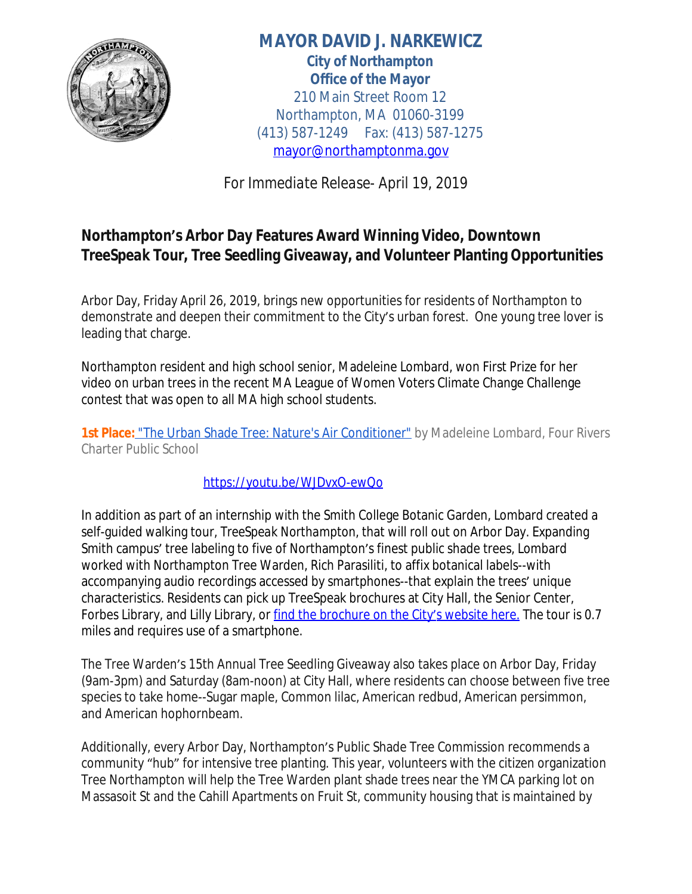**MAYOR DAVID J. NARKEWICZ**
**City of Northampton**
**Office of the Mayor**
210 Main Street Room 12
Northampton, MA 01060-3199
(413) 587-1249 Fax: (413) 587-1275
mayor@northamptonma.gov

*For Immediate Release- April 19, 2019*

## Northampton's Arbor Day Features Award Winning Video, Downtown TreeSpeak Tour, Tree Seedling Giveaway, and Volunteer Planting Opportunities

Arbor Day, Friday April 26, 2019, brings new opportunities for residents of Northampton to demonstrate and deepen their commitment to the City's urban forest. One young tree lover is leading that charge.

Northampton resident and high school senior, Madeleine Lombard, won First Prize for her video on urban trees in the recent MA League of Women Voters Climate Change Challenge contest that was open to all MA high school students.

**1st Place:** "The Urban Shade Tree: Nature's Air Conditioner" by Madeleine Lombard, Four Rivers Charter Public School

https://youtu.be/WJDvxO-ewQo

In addition as part of an internship with the Smith College Botanic Garden, Lombard created a self-guided walking tour, TreeSpeak Northampton, that will roll out on Arbor Day. Expanding Smith campus' tree labeling to five of Northampton's finest public shade trees, Lombard worked with Northampton Tree Warden, Rich Parasiliti, to affix botanical labels--with accompanying audio recordings accessed by smartphones--that explain the trees' unique characteristics. Residents can pick up TreeSpeak brochures at City Hall, the Senior Center, Forbes Library, and Lilly Library, or find the brochure on the City's website here. The tour is 0.7 miles and requires use of a smartphone.

The Tree Warden's 15th Annual Tree Seedling Giveaway also takes place on Arbor Day, Friday (9am-3pm) and Saturday (8am-noon) at City Hall, where residents can choose between five tree species to take home--Sugar maple, Common lilac, American redbud, American persimmon, and American hophornbeam.

Additionally, every Arbor Day, Northampton's Public Shade Tree Commission recommends a community "hub" for intensive tree planting. This year, volunteers with the citizen organization Tree Northampton will help the Tree Warden plant shade trees near the YMCA parking lot on Massasoit St and the Cahill Apartments on Fruit St, community housing that is maintained by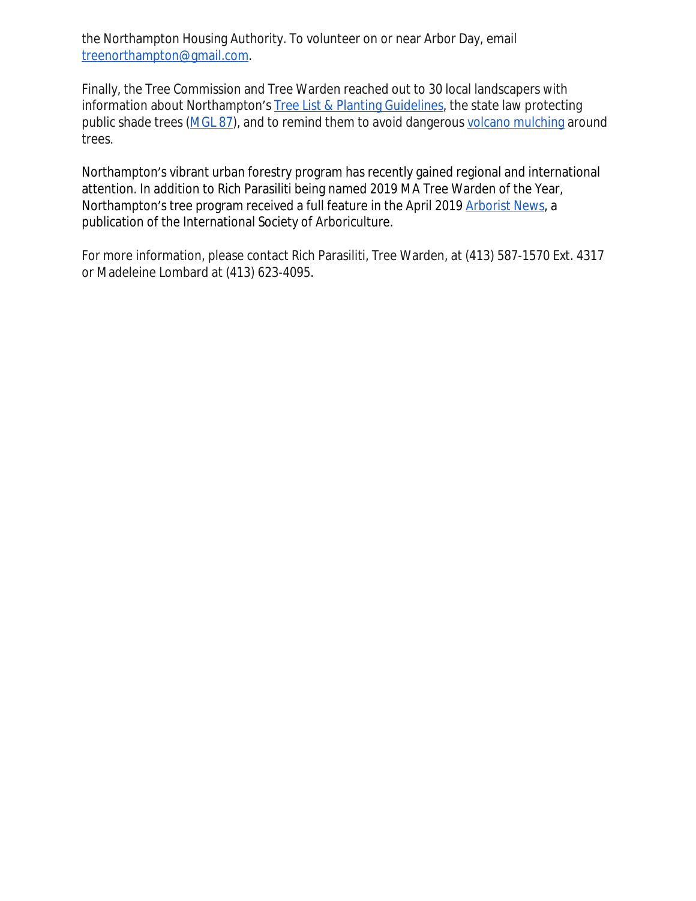the Northampton Housing Authority. To volunteer on or near Arbor Day, email treenorthampton@gmail.com.

Finally, the Tree Commission and Tree Warden reached out to 30 local landscapers with information about Northampton's Tree List & Planting Guidelines, the state law protecting public shade trees (MGL 87), and to remind them to avoid dangerous volcano mulching around trees.

Northampton's vibrant urban forestry program has recently gained regional and international attention. In addition to Rich Parasiliti being named 2019 MA Tree Warden of the Year, Northampton's tree program received a full feature in the April 2019 Arborist News, a publication of the International Society of Arboriculture.

For more information, please contact Rich Parasiliti, Tree Warden, at (413) 587-1570 Ext. 4317 or Madeleine Lombard at (413) 623-4095.